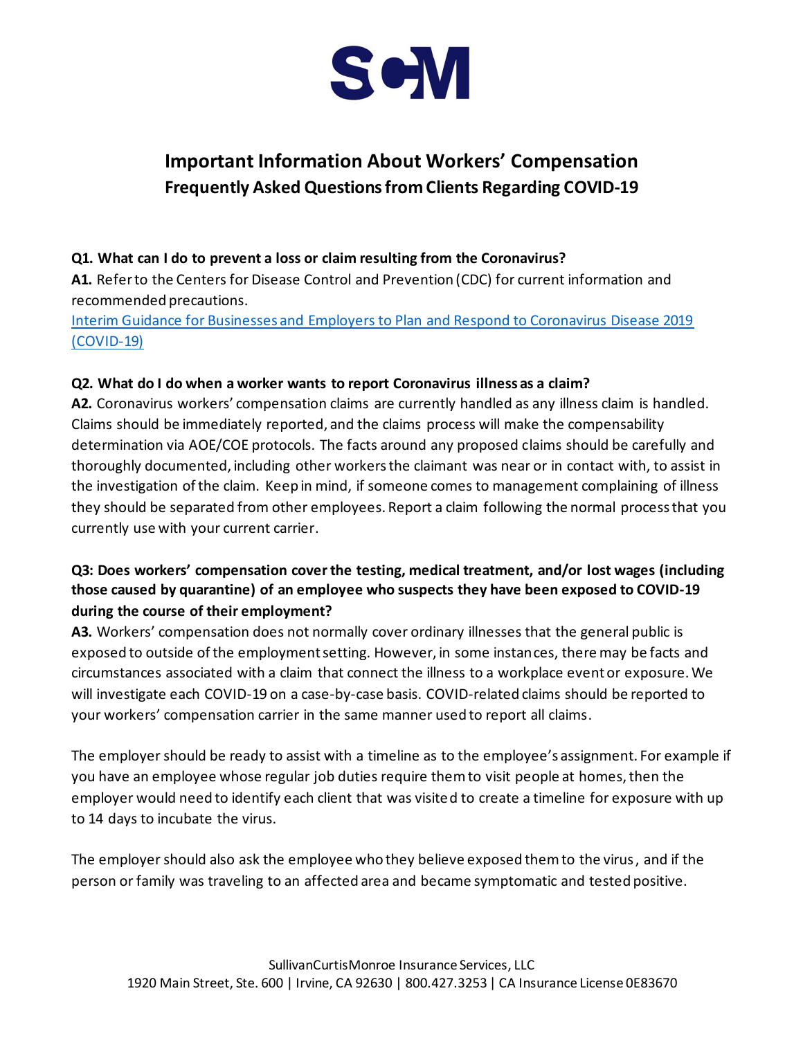# Important Information About Workers' Compensation

## Frequently Asked Questions from Clients Regarding COVID-19

**Q1. What can I do to prevent a loss or claim resulting from the Coronavirus?**

**A1.** Refer to the Centers for Disease Control and Prevention (CDC) for current information and recommended precautions.

[Interim Guidance for Businesses and Employers to Plan and Respond to Coronavirus Disease 2019 (COVID-19)]

**Q2. What do I do when a worker wants to report Coronavirus illness as a claim?**

**A2.** Coronavirus workers' compensation claims are currently handled as any illness claim is handled. Claims should be immediately reported, and the claims process will make the compensability determination via AOE/COE protocols. The facts around any proposed claims should be carefully and thoroughly documented, including other workers the claimant was near or in contact with, to assist in the investigation of the claim. Keep in mind, if someone comes to management complaining of illness they should be separated from other employees. Report a claim following the normal process that you currently use with your current carrier.

**Q3: Does workers' compensation cover the testing, medical treatment, and/or lost wages (including those caused by quarantine) of an employee who suspects they have been exposed to COVID-19 during the course of their employment?**

**A3.** Workers' compensation does not normally cover ordinary illnesses that the general public is exposed to outside of the employment setting. However, in some instances, there may be facts and circumstances associated with a claim that connect the illness to a workplace event or exposure. We will investigate each COVID-19 on a case-by-case basis. COVID-related claims should be reported to your workers' compensation carrier in the same manner used to report all claims.

The employer should be ready to assist with a timeline as to the employee's assignment. For example if you have an employee whose regular job duties require them to visit people at homes, then the employer would need to identify each client that was visited to create a timeline for exposure with up to 14 days to incubate the virus.

The employer should also ask the employee who they believe exposed them to the virus, and if the person or family was traveling to an affected area and became symptomatic and tested positive.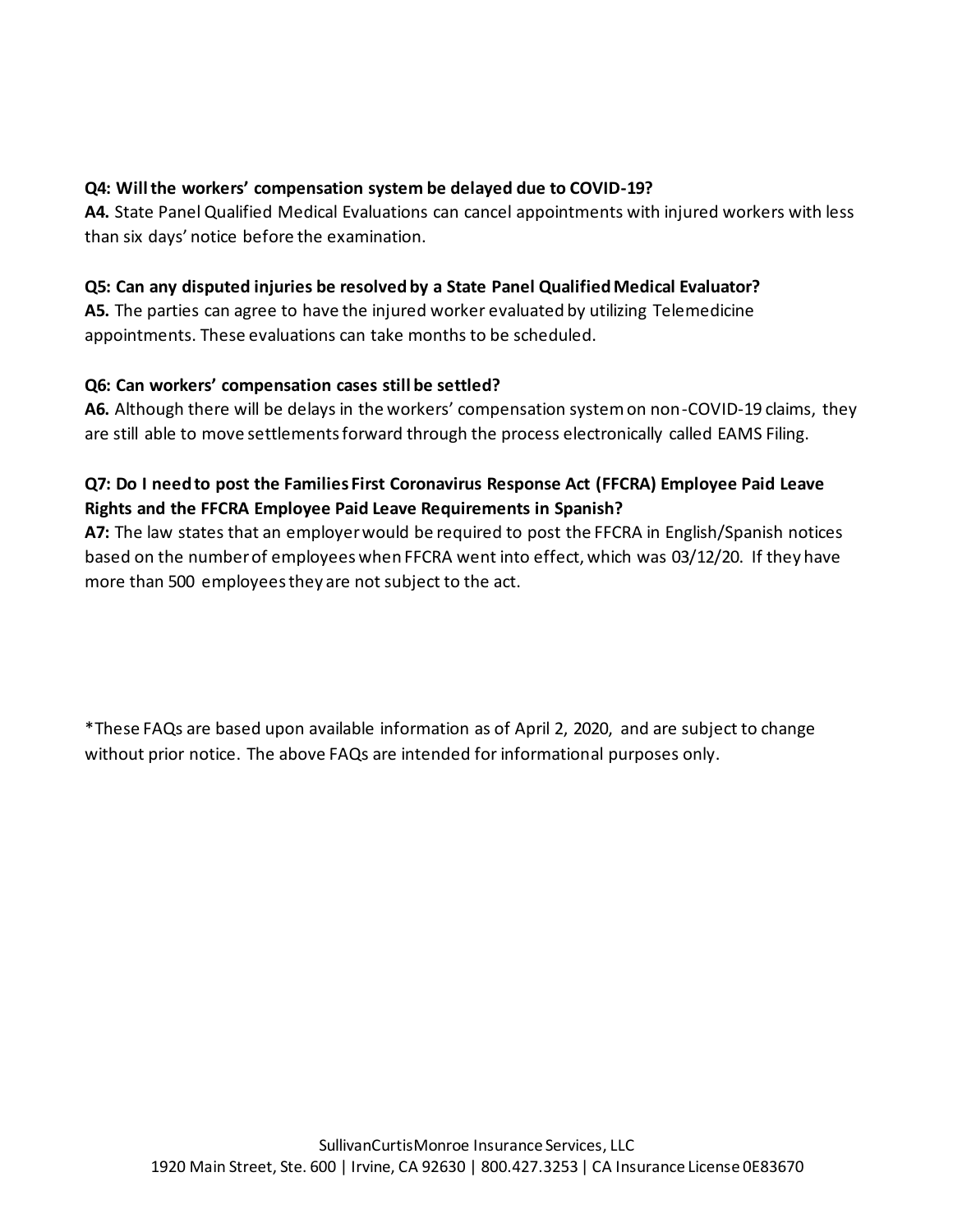**Q4: Will the workers' compensation system be delayed due to COVID-19?**
**A4.** State Panel Qualified Medical Evaluations can cancel appointments with injured workers with less than six days' notice before the examination.

**Q5: Can any disputed injuries be resolved by a State Panel Qualified Medical Evaluator?**
**A5.** The parties can agree to have the injured worker evaluated by utilizing Telemedicine appointments. These evaluations can take months to be scheduled.

**Q6: Can workers' compensation cases still be settled?**
**A6.** Although there will be delays in the workers' compensation system on non-COVID-19 claims, they are still able to move settlements forward through the process electronically called EAMS Filing.

**Q7: Do I need to post the Families First Coronavirus Response Act (FFCRA) Employee Paid Leave Rights and the FFCRA Employee Paid Leave Requirements in Spanish?**
**A7:** The law states that an employer would be required to post the FFCRA in English/Spanish notices based on the number of employees when FFCRA went into effect, which was 03/12/20. If they have more than 500 employees they are not subject to the act.

*These FAQs are based upon available information as of April 2, 2020, and are subject to change without prior notice. The above FAQs are intended for informational purposes only.

SullivanCurtisMonroe Insurance Services, LLC
1920 Main Street, Ste. 600 | Irvine, CA 92630 | 800.427.3253 | CA Insurance License 0E83670